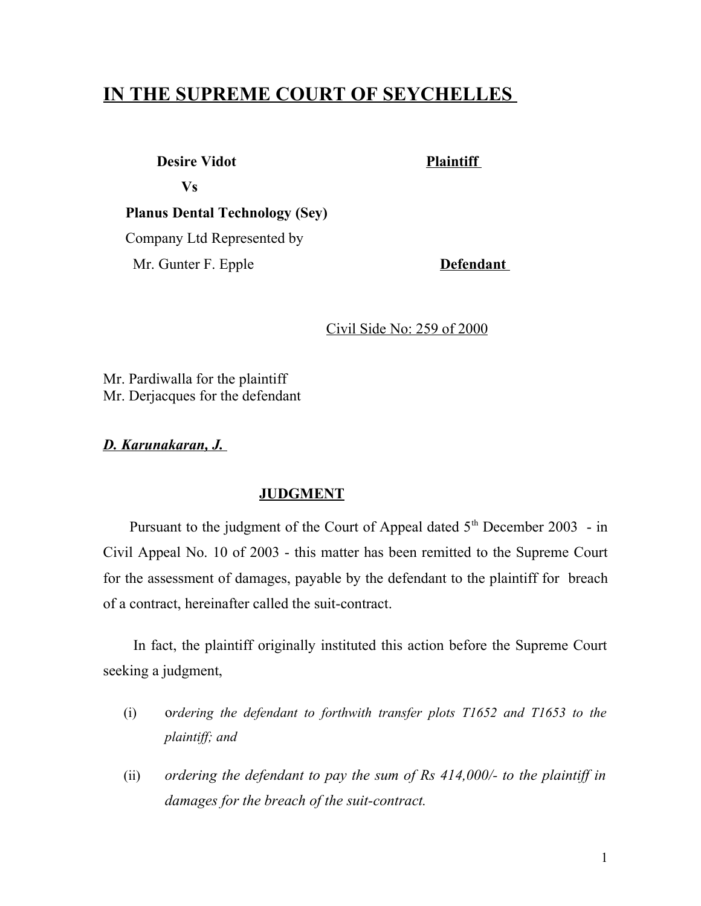# IN THE SUPREME COURT OF SEYCHELLES

**Desire Vidot** **Plaintiff**

**Vs**

**Planus Dental Technology (Sey)**
Company Ltd Represented by
Mr. Gunter F. Epple **Defendant**

Civil Side No: 259 of 2000

Mr. Pardiwalla for the plaintiff
Mr. Derjacques for the defendant

***D. Karunakaran, J.***

**JUDGMENT**

Pursuant to the judgment of the Court of Appeal dated 5th December 2003 - in Civil Appeal No. 10 of 2003 - this matter has been remitted to the Supreme Court for the assessment of damages, payable by the defendant to the plaintiff for breach of a contract, hereinafter called the suit-contract.

In fact, the plaintiff originally instituted this action before the Supreme Court seeking a judgment,

(i) o*rdering the defendant to forthwith transfer plots T1652 and T1653 to the plaintiff; and*

(ii) *ordering the defendant to pay the sum of Rs 414,000/- to the plaintiff in damages for the breach of the suit-contract.*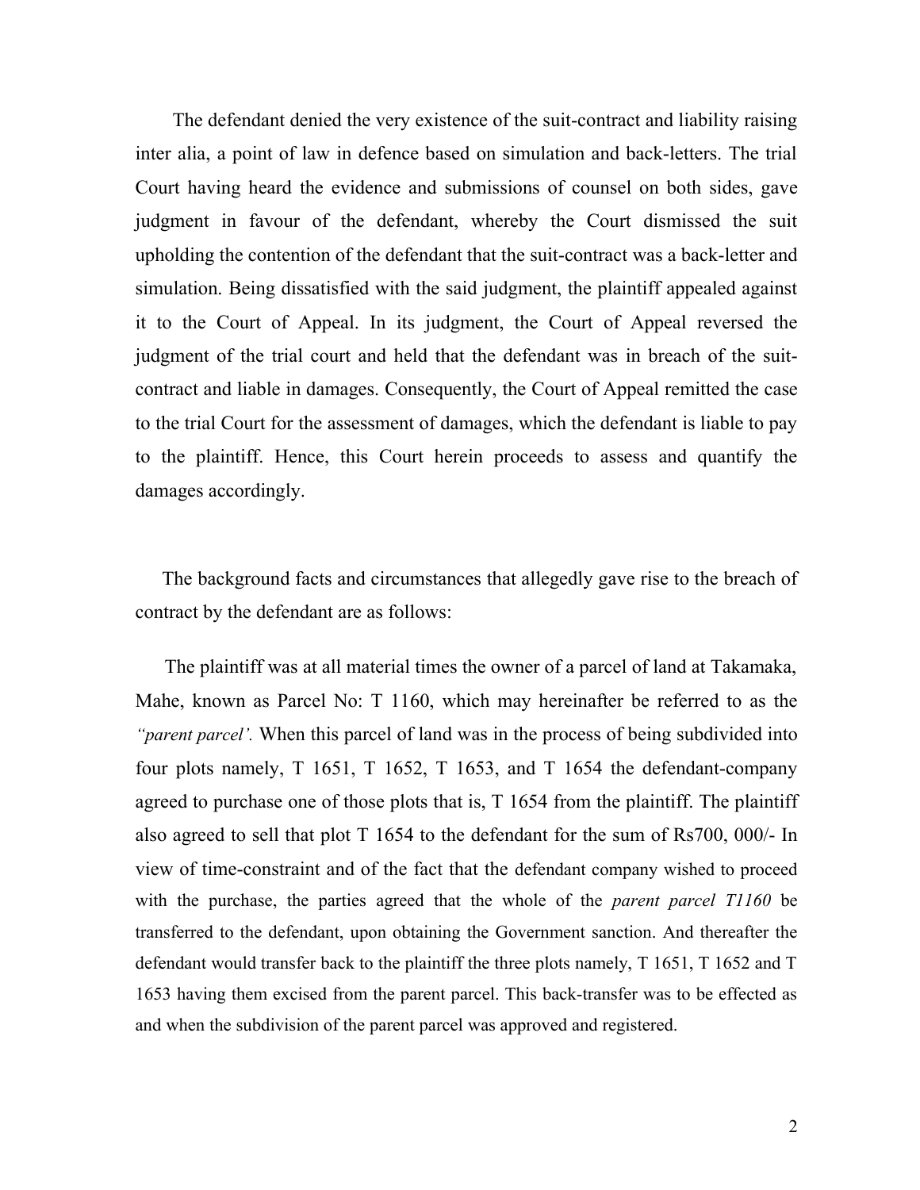The defendant denied the very existence of the suit-contract and liability raising inter alia, a point of law in defence based on simulation and back-letters. The trial Court having heard the evidence and submissions of counsel on both sides, gave judgment in favour of the defendant, whereby the Court dismissed the suit upholding the contention of the defendant that the suit-contract was a back-letter and simulation. Being dissatisfied with the said judgment, the plaintiff appealed against it to the Court of Appeal. In its judgment, the Court of Appeal reversed the judgment of the trial court and held that the defendant was in breach of the suit-contract and liable in damages. Consequently, the Court of Appeal remitted the case to the trial Court for the assessment of damages, which the defendant is liable to pay to the plaintiff. Hence, this Court herein proceeds to assess and quantify the damages accordingly.

The background facts and circumstances that allegedly gave rise to the breach of contract by the defendant are as follows:

The plaintiff was at all material times the owner of a parcel of land at Takamaka, Mahe, known as Parcel No: T 1160, which may hereinafter be referred to as the *"parent parcel'.* When this parcel of land was in the process of being subdivided into four plots namely, T 1651, T 1652, T 1653, and T 1654 the defendant-company agreed to purchase one of those plots that is, T 1654 from the plaintiff. The plaintiff also agreed to sell that plot T 1654 to the defendant for the sum of Rs700, 000/- In view of time-constraint and of the fact that the defendant company wished to proceed with the purchase, the parties agreed that the whole of the *parent parcel T1160* be transferred to the defendant, upon obtaining the Government sanction. And thereafter the defendant would transfer back to the plaintiff the three plots namely, T 1651, T 1652 and T 1653 having them excised from the parent parcel. This back-transfer was to be effected as and when the subdivision of the parent parcel was approved and registered.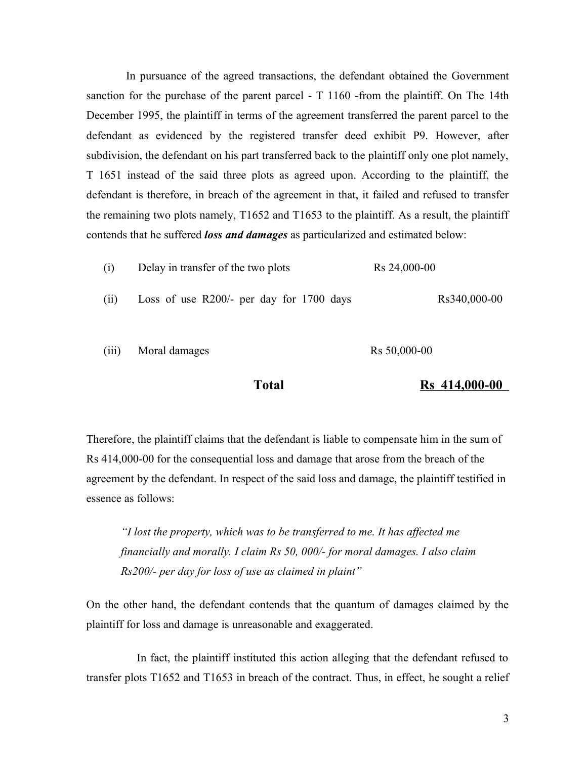In pursuance of the agreed transactions, the defendant obtained the Government sanction for the purchase of the parent parcel - T 1160 -from the plaintiff. On The 14th December 1995, the plaintiff in terms of the agreement transferred the parent parcel to the defendant as evidenced by the registered transfer deed exhibit P9. However, after subdivision, the defendant on his part transferred back to the plaintiff only one plot namely, T 1651 instead of the said three plots as agreed upon. According to the plaintiff, the defendant is therefore, in breach of the agreement in that, it failed and refused to transfer the remaining two plots namely, T1652 and T1653 to the plaintiff. As a result, the plaintiff contends that he suffered ***loss and damages*** as particularized and estimated below:

| | | |
|---|---|---|
| (i) | Delay in transfer of the two plots | Rs 24,000-00 |
| (ii) | Loss of use R200/- per day for 1700 days | Rs340,000-00 |
| (iii) | Moral damages | Rs 50,000-00 |
| | **Total** | **<u>Rs 414,000-00</u>** |

Therefore, the plaintiff claims that the defendant is liable to compensate him in the sum of Rs 414,000-00 for the consequential loss and damage that arose from the breach of the agreement by the defendant. In respect of the said loss and damage, the plaintiff testified in essence as follows:

> *"I lost the property, which was to be transferred to me. It has affected me financially and morally. I claim Rs 50, 000/- for moral damages. I also claim Rs200/- per day for loss of use as claimed in plaint"*

On the other hand, the defendant contends that the quantum of damages claimed by the plaintiff for loss and damage is unreasonable and exaggerated.

In fact, the plaintiff instituted this action alleging that the defendant refused to transfer plots T1652 and T1653 in breach of the contract. Thus, in effect, he sought a relief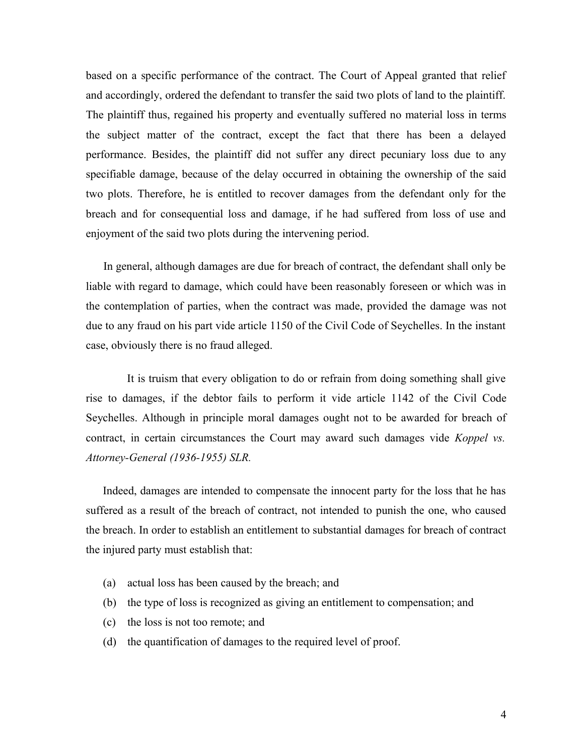based on a specific performance of the contract. The Court of Appeal granted that relief and accordingly, ordered the defendant to transfer the said two plots of land to the plaintiff. The plaintiff thus, regained his property and eventually suffered no material loss in terms the subject matter of the contract, except the fact that there has been a delayed performance. Besides, the plaintiff did not suffer any direct pecuniary loss due to any specifiable damage, because of the delay occurred in obtaining the ownership of the said two plots. Therefore, he is entitled to recover damages from the defendant only for the breach and for consequential loss and damage, if he had suffered from loss of use and enjoyment of the said two plots during the intervening period.

In general, although damages are due for breach of contract, the defendant shall only be liable with regard to damage, which could have been reasonably foreseen or which was in the contemplation of parties, when the contract was made, provided the damage was not due to any fraud on his part vide article 1150 of the Civil Code of Seychelles. In the instant case, obviously there is no fraud alleged.

It is truism that every obligation to do or refrain from doing something shall give rise to damages, if the debtor fails to perform it vide article 1142 of the Civil Code Seychelles. Although in principle moral damages ought not to be awarded for breach of contract, in certain circumstances the Court may award such damages vide *Koppel vs. Attorney-General (1936-1955) SLR.*

Indeed, damages are intended to compensate the innocent party for the loss that he has suffered as a result of the breach of contract, not intended to punish the one, who caused the breach. In order to establish an entitlement to substantial damages for breach of contract the injured party must establish that:

(a) actual loss has been caused by the breach; and
(b) the type of loss is recognized as giving an entitlement to compensation; and
(c) the loss is not too remote; and
(d) the quantification of damages to the required level of proof.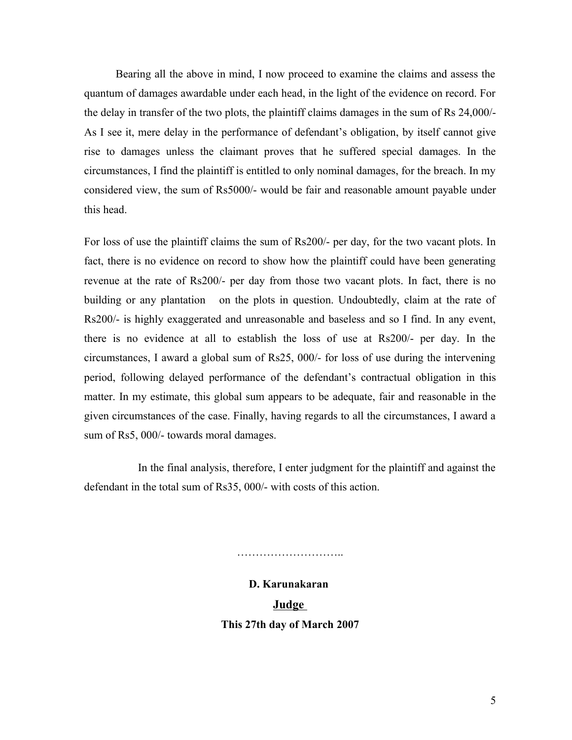Bearing all the above in mind, I now proceed to examine the claims and assess the quantum of damages awardable under each head, in the light of the evidence on record. For the delay in transfer of the two plots, the plaintiff claims damages in the sum of Rs 24,000/- As I see it, mere delay in the performance of defendant's obligation, by itself cannot give rise to damages unless the claimant proves that he suffered special damages. In the circumstances, I find the plaintiff is entitled to only nominal damages, for the breach. In my considered view, the sum of Rs5000/- would be fair and reasonable amount payable under this head.

For loss of use the plaintiff claims the sum of Rs200/- per day, for the two vacant plots. In fact, there is no evidence on record to show how the plaintiff could have been generating revenue at the rate of Rs200/- per day from those two vacant plots. In fact, there is no building or any plantation on the plots in question. Undoubtedly, claim at the rate of Rs200/- is highly exaggerated and unreasonable and baseless and so I find. In any event, there is no evidence at all to establish the loss of use at Rs200/- per day. In the circumstances, I award a global sum of Rs25, 000/- for loss of use during the intervening period, following delayed performance of the defendant's contractual obligation in this matter. In my estimate, this global sum appears to be adequate, fair and reasonable in the given circumstances of the case. Finally, having regards to all the circumstances, I award a sum of Rs5, 000/- towards moral damages.

In the final analysis, therefore, I enter judgment for the plaintiff and against the defendant in the total sum of Rs35, 000/- with costs of this action.

………………………..

**D. Karunakaran**

**<u>Judge</u>**

**This 27th day of March 2007**